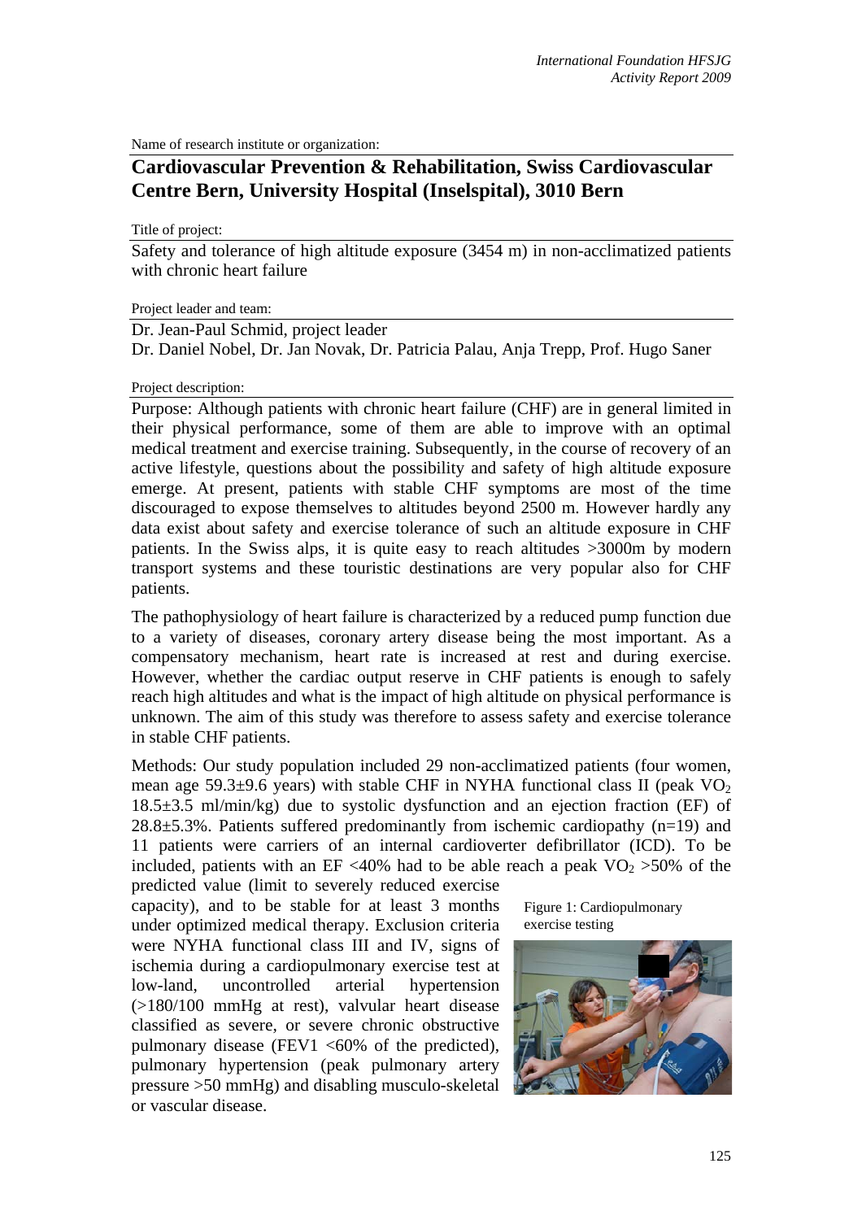Name of research institute or organization:

## Cardiovascular Prevention & Rehabilitation, Swiss Cardiovascular Centre Bern, University Hospital (Inselspital), 3010 Bern

Title of project:

Safety and tolerance of high altitude exposure (3454 m) in non-acclimatized patients with chronic heart failure

Project leader and team:

Dr. Jean-Paul Schmid, project leader
Dr. Daniel Nobel, Dr. Jan Novak, Dr. Patricia Palau, Anja Trepp, Prof. Hugo Saner

Project description:

Purpose: Although patients with chronic heart failure (CHF) are in general limited in their physical performance, some of them are able to improve with an optimal medical treatment and exercise training. Subsequently, in the course of recovery of an active lifestyle, questions about the possibility and safety of high altitude exposure emerge. At present, patients with stable CHF symptoms are most of the time discouraged to expose themselves to altitudes beyond 2500 m. However hardly any data exist about safety and exercise tolerance of such an altitude exposure in CHF patients. In the Swiss alps, it is quite easy to reach altitudes >3000m by modern transport systems and these touristic destinations are very popular also for CHF patients.

The pathophysiology of heart failure is characterized by a reduced pump function due to a variety of diseases, coronary artery disease being the most important. As a compensatory mechanism, heart rate is increased at rest and during exercise. However, whether the cardiac output reserve in CHF patients is enough to safely reach high altitudes and what is the impact of high altitude on physical performance is unknown. The aim of this study was therefore to assess safety and exercise tolerance in stable CHF patients.

Methods: Our study population included 29 non-acclimatized patients (four women, mean age 59.3±9.6 years) with stable CHF in NYHA functional class II (peak $VO_2$ 18.5±3.5 ml/min/kg) due to systolic dysfunction and an ejection fraction (EF) of 28.8±5.3%. Patients suffered predominantly from ischemic cardiopathy (n=19) and 11 patients were carriers of an internal cardioverter defibrillator (ICD). To be included, patients with an EF <40% had to be able reach a peak $VO_2$ >50% of the predicted value (limit to severely reduced exercise capacity), and to be stable for at least 3 months under optimized medical therapy. Exclusion criteria were NYHA functional class III and IV, signs of ischemia during a cardiopulmonary exercise test at low-land, uncontrolled arterial hypertension (>180/100 mmHg at rest), valvular heart disease classified as severe, or severe chronic obstructive pulmonary disease (FEV1 <60% of the predicted), pulmonary hypertension (peak pulmonary artery pressure >50 mmHg) and disabling musculo-skeletal or vascular disease.

Figure 1: Cardiopulmonary exercise testing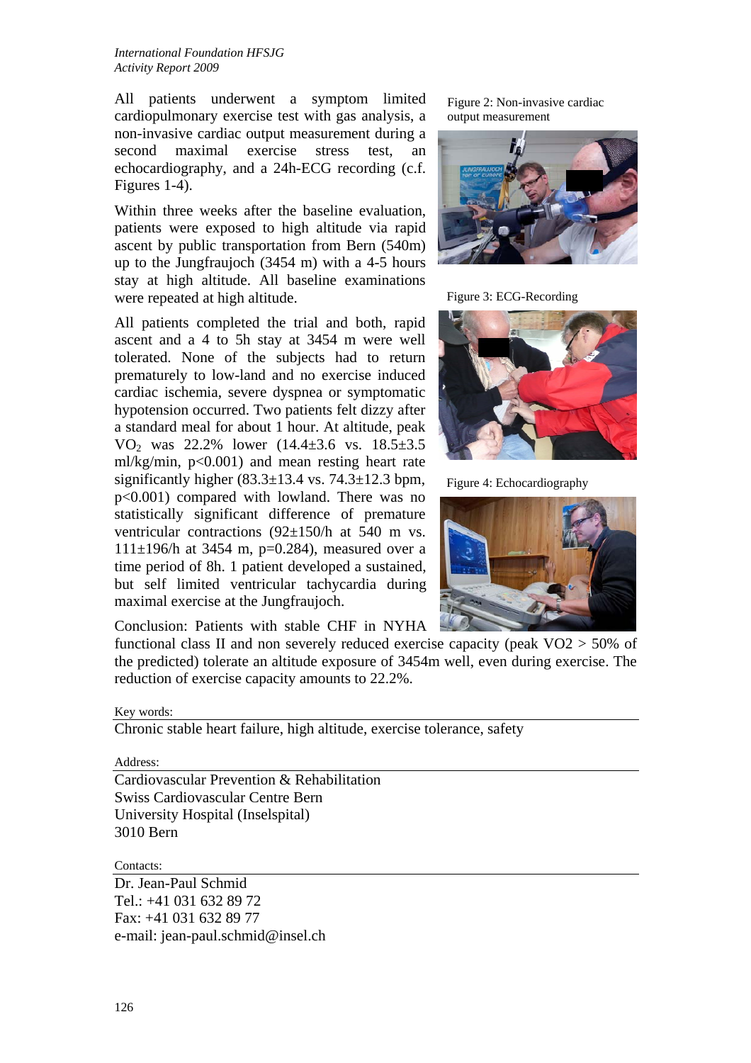All patients underwent a symptom limited cardiopulmonary exercise test with gas analysis, a non-invasive cardiac output measurement during a second maximal exercise stress test, an echocardiography, and a 24h-ECG recording (c.f. Figures 1-4).

Within three weeks after the baseline evaluation, patients were exposed to high altitude via rapid ascent by public transportation from Bern (540m) up to the Jungfraujoch (3454 m) with a 4-5 hours stay at high altitude. All baseline examinations were repeated at high altitude.

All patients completed the trial and both, rapid ascent and a 4 to 5h stay at 3454 m were well tolerated. None of the subjects had to return prematurely to low-land and no exercise induced cardiac ischemia, severe dyspnea or symptomatic hypotension occurred. Two patients felt dizzy after a standard meal for about 1 hour. At altitude, peak $VO_2$ was 22.2% lower (14.4±3.6 vs. 18.5±3.5 ml/kg/min, $p<0.001$) and mean resting heart rate significantly higher (83.3±13.4 vs. 74.3±12.3 bpm, $p<0.001$) compared with lowland. There was no statistically significant difference of premature ventricular contractions (92±150/h at 540 m vs. 111±196/h at 3454 m, $p=0.284$), measured over a time period of 8h. 1 patient developed a sustained, but self limited ventricular tachycardia during maximal exercise at the Jungfraujoch.

Figure 2: Non-invasive cardiac output measurement

Figure 3: ECG-Recording

Figure 4: Echocardiography

Conclusion: Patients with stable CHF in NYHA functional class II and non severely reduced exercise capacity (peak VO2 > 50% of the predicted) tolerate an altitude exposure of 3454m well, even during exercise. The reduction of exercise capacity amounts to 22.2%.

Key words:

Chronic stable heart failure, high altitude, exercise tolerance, safety

Address:

Cardiovascular Prevention & Rehabilitation  
Swiss Cardiovascular Centre Bern  
University Hospital (Inselspital)  
3010 Bern

Contacts:

Dr. Jean-Paul Schmid  
Tel.: +41 031 632 89 72  
Fax: +41 031 632 89 77  
e-mail: jean-paul.schmid@insel.ch